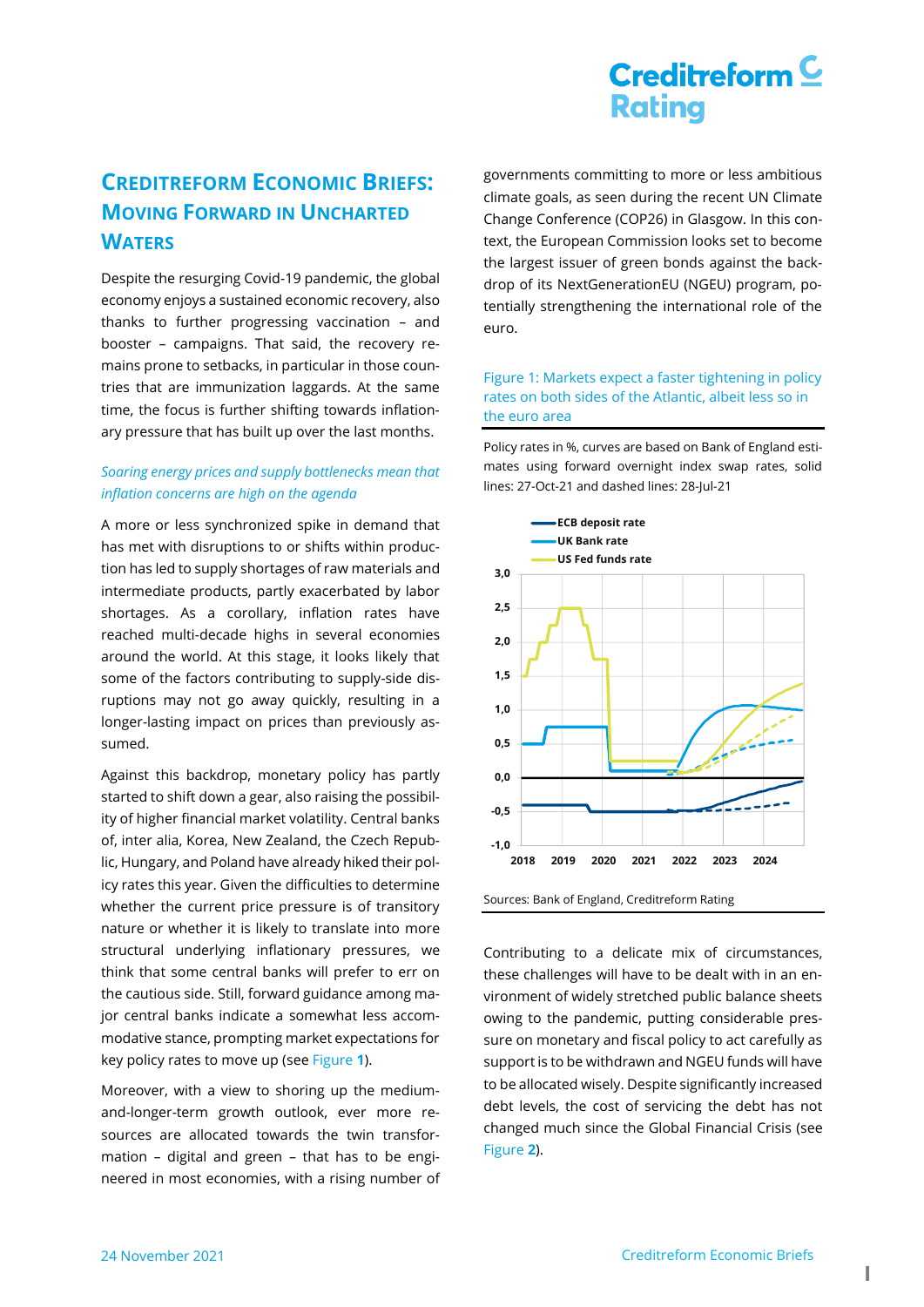# Creditreform Economic Briefs: Moving Forward in Uncharted Waters

Despite the resurging Covid-19 pandemic, the global economy enjoys a sustained economic recovery, also thanks to further progressing vaccination – and booster – campaigns. That said, the recovery remains prone to setbacks, in particular in those countries that are immunization laggards. At the same time, the focus is further shifting towards inflationary pressure that has built up over the last months.

*Soaring energy prices and supply bottlenecks mean that inflation concerns are high on the agenda*

A more or less synchronized spike in demand that has met with disruptions to or shifts within production has led to supply shortages of raw materials and intermediate products, partly exacerbated by labor shortages. As a corollary, inflation rates have reached multi-decade highs in several economies around the world. At this stage, it looks likely that some of the factors contributing to supply-side disruptions may not go away quickly, resulting in a longer-lasting impact on prices than previously assumed.

Against this backdrop, monetary policy has partly started to shift down a gear, also raising the possibility of higher financial market volatility. Central banks of, inter alia, Korea, New Zealand, the Czech Republic, Hungary, and Poland have already hiked their policy rates this year. Given the difficulties to determine whether the current price pressure is of transitory nature or whether it is likely to translate into more structural underlying inflationary pressures, we think that some central banks will prefer to err on the cautious side. Still, forward guidance among major central banks indicate a somewhat less accommodative stance, prompting market expectations for key policy rates to move up (see Figure 1).

Moreover, with a view to shoring up the medium-and-longer-term growth outlook, ever more resources are allocated towards the twin transformation – digital and green – that has to be engineered in most economies, with a rising number of governments committing to more or less ambitious climate goals, as seen during the recent UN Climate Change Conference (COP26) in Glasgow. In this context, the European Commission looks set to become the largest issuer of green bonds against the backdrop of its NextGenerationEU (NGEU) program, potentially strengthening the international role of the euro.

Figure 1: Markets expect a faster tightening in policy rates on both sides of the Atlantic, albeit less so in the euro area

Policy rates in %, curves are based on Bank of England estimates using forward overnight index swap rates, solid lines: 27-Oct-21 and dashed lines: 28-Jul-21

ECB deposit rate
UK Bank rate
US Fed funds rate

3,0
2,5
2,0
1,5
1,0
0,5
0,0
-0,5
-1,0

2018 2019 2020 2021 2022 2023 2024

Sources: Bank of England, Creditreform Rating

Contributing to a delicate mix of circumstances, these challenges will have to be dealt with in an environment of widely stretched public balance sheets owing to the pandemic, putting considerable pressure on monetary and fiscal policy to act carefully as support is to be withdrawn and NGEU funds will have to be allocated wisely. Despite significantly increased debt levels, the cost of servicing the debt has not changed much since the Global Financial Crisis (see Figure 2).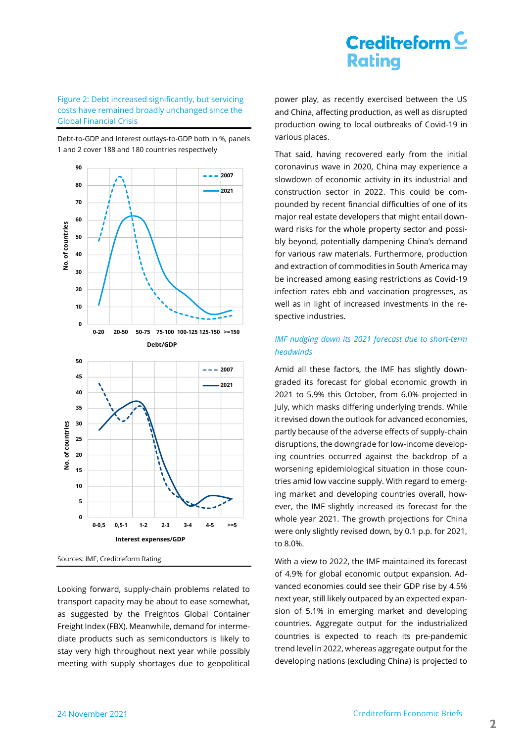Figure 2: Debt increased significantly, but servicing costs have remained broadly unchanged since the Global Financial Crisis

Debt-to-GDP and Interest outlays-to-GDP both in %, panels 1 and 2 cover 188 and 180 countries respectively

2007
2021
No. of countries
90
80
70
60
50
40
30
20
10
0
0-20 20-50 50-75 75-100 100-125 125-150 >=150
Debt/GDP

2007
2021
No. of countries
50
45
40
35
30
25
20
15
10
5
0
0-0,5 0,5-1 1-2 2-3 3-4 4-5 >=5
Interest expenses/GDP

Sources: IMF, Creditreform Rating

Looking forward, supply-chain problems related to transport capacity may be about to ease somewhat, as suggested by the Freightos Global Container Freight Index (FBX). Meanwhile, demand for intermediate products such as semiconductors is likely to stay very high throughout next year while possibly meeting with supply shortages due to geopolitical power play, as recently exercised between the US and China, affecting production, as well as disrupted production owing to local outbreaks of Covid-19 in various places.

That said, having recovered early from the initial coronavirus wave in 2020, China may experience a slowdown of economic activity in its industrial and construction sector in 2022. This could be compounded by recent financial difficulties of one of its major real estate developers that might entail downward risks for the whole property sector and possibly beyond, potentially dampening China's demand for various raw materials. Furthermore, production and extraction of commodities in South America may be increased among easing restrictions as Covid-19 infection rates ebb and vaccination progresses, as well as in light of increased investments in the respective industries.

### *IMF nudging down its 2021 forecast due to short-term headwinds*

Amid all these factors, the IMF has slightly downgraded its forecast for global economic growth in 2021 to 5.9% this October, from 6.0% projected in July, which masks differing underlying trends. While it revised down the outlook for advanced economies, partly because of the adverse effects of supply-chain disruptions, the downgrade for low-income developing countries occurred against the backdrop of a worsening epidemiological situation in those countries amid low vaccine supply. With regard to emerging market and developing countries overall, however, the IMF slightly increased its forecast for the whole year 2021. The growth projections for China were only slightly revised down, by 0.1 p.p. for 2021, to 8.0%.

With a view to 2022, the IMF maintained its forecast of 4.9% for global economic output expansion. Advanced economies could see their GDP rise by 4.5% next year, still likely outpaced by an expected expansion of 5.1% in emerging market and developing countries. Aggregate output for the industrialized countries is expected to reach its pre-pandemic trend level in 2022, whereas aggregate output for the developing nations (excluding China) is projected to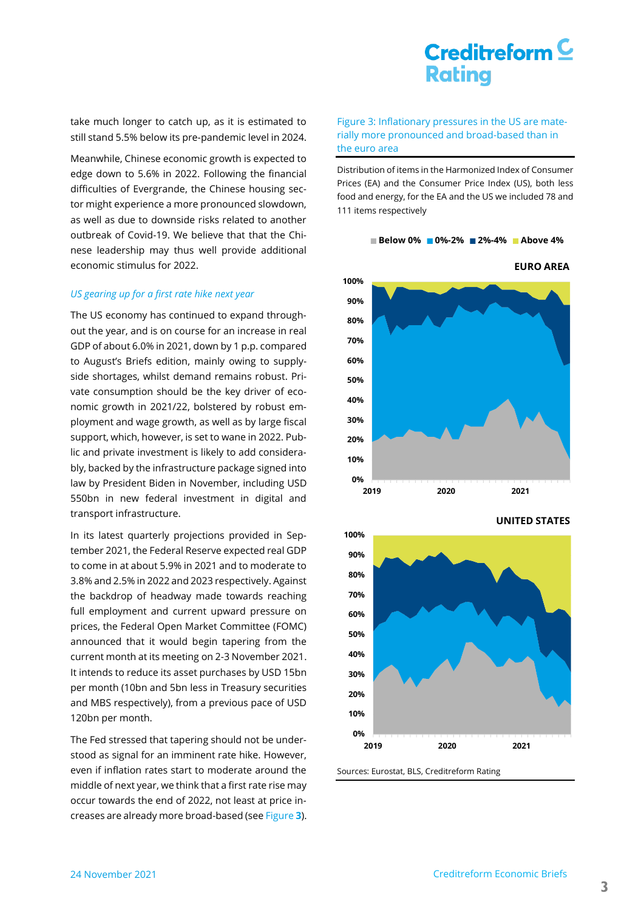take much longer to catch up, as it is estimated to still stand 5.5% below its pre-pandemic level in 2024.

Meanwhile, Chinese economic growth is expected to edge down to 5.6% in 2022. Following the financial difficulties of Evergrande, the Chinese housing sector might experience a more pronounced slowdown, as well as due to downside risks related to another outbreak of Covid-19. We believe that that the Chinese leadership may thus well provide additional economic stimulus for 2022.

### *US gearing up for a first rate hike next year*

The US economy has continued to expand throughout the year, and is on course for an increase in real GDP of about 6.0% in 2021, down by 1 p.p. compared to August's Briefs edition, mainly owing to supply-side shortages, whilst demand remains robust. Private consumption should be the key driver of economic growth in 2021/22, bolstered by robust employment and wage growth, as well as by large fiscal support, which, however, is set to wane in 2022. Public and private investment is likely to add considerably, backed by the infrastructure package signed into law by President Biden in November, including USD 550bn in new federal investment in digital and transport infrastructure.

In its latest quarterly projections provided in September 2021, the Federal Reserve expected real GDP to come in at about 5.9% in 2021 and to moderate to 3.8% and 2.5% in 2022 and 2023 respectively. Against the backdrop of headway made towards reaching full employment and current upward pressure on prices, the Federal Open Market Committee (FOMC) announced that it would begin tapering from the current month at its meeting on 2-3 November 2021. It intends to reduce its asset purchases by USD 15bn per month (10bn and 5bn less in Treasury securities and MBS respectively), from a previous pace of USD 120bn per month.

The Fed stressed that tapering should not be understood as signal for an imminent rate hike. However, even if inflation rates start to moderate around the middle of next year, we think that a first rate rise may occur towards the end of 2022, not least at price increases are already more broad-based (see Figure 3).

Figure 3: Inflationary pressures in the US are materially more pronounced and broad-based than in the euro area

Distribution of items in the Harmonized Index of Consumer Prices (EA) and the Consumer Price Index (US), both less food and energy, for the EA and the US we included 78 and 111 items respectively

Below 0% | 0%-2% | 2%-4% | Above 4%

EURO AREA

100%
90%
80%
70%
60%
50%
40%
30%
20%
10%
0%
2019
2020
2021

UNITED STATES

100%
90%
80%
70%
60%
50%
40%
30%
20%
10%
0%
2019
2020
2021

Sources: Eurostat, BLS, Creditreform Rating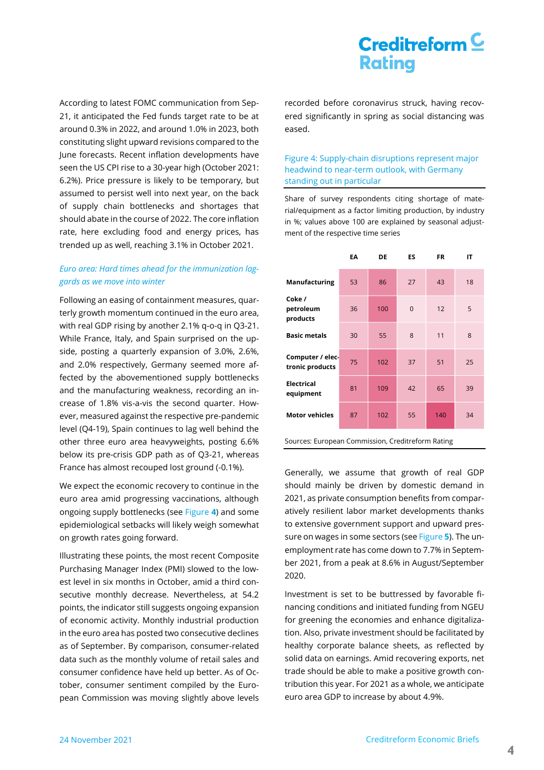According to latest FOMC communication from Sep-21, it anticipated the Fed funds target rate to be at around 0.3% in 2022, and around 1.0% in 2023, both constituting slight upward revisions compared to the June forecasts. Recent inflation developments have seen the US CPI rise to a 30-year high (October 2021: 6.2%). Price pressure is likely to be temporary, but assumed to persist well into next year, on the back of supply chain bottlenecks and shortages that should abate in the course of 2022. The core inflation rate, here excluding food and energy prices, has trended up as well, reaching 3.1% in October 2021.

*Euro area: Hard times ahead for the immunization laggards as we move into winter*

Following an easing of containment measures, quarterly growth momentum continued in the euro area, with real GDP rising by another 2.1% q-o-q in Q3-21. While France, Italy, and Spain surprised on the upside, posting a quarterly expansion of 3.0%, 2.6%, and 2.0% respectively, Germany seemed more affected by the abovementioned supply bottlenecks and the manufacturing weakness, recording an increase of 1.8% vis-a-vis the second quarter. However, measured against the respective pre-pandemic level (Q4-19), Spain continues to lag well behind the other three euro area heavyweights, posting 6.6% below its pre-crisis GDP path as of Q3-21, whereas France has almost recouped lost ground (-0.1%).

We expect the economic recovery to continue in the euro area amid progressing vaccinations, although ongoing supply bottlenecks (see Figure **4**) and some epidemiological setbacks will likely weigh somewhat on growth rates going forward.

Illustrating these points, the most recent Composite Purchasing Manager Index (PMI) slowed to the lowest level in six months in October, amid a third consecutive monthly decrease. Nevertheless, at 54.2 points, the indicator still suggests ongoing expansion of economic activity. Monthly industrial production in the euro area has posted two consecutive declines as of September. By comparison, consumer-related data such as the monthly volume of retail sales and consumer confidence have held up better. As of October, consumer sentiment compiled by the European Commission was moving slightly above levels recorded before coronavirus struck, having recovered significantly in spring as social distancing was eased.

Figure 4: Supply-chain disruptions represent major headwind to near-term outlook, with Germany standing out in particular

Share of survey respondents citing shortage of material/equipment as a factor limiting production, by industry in %; values above 100 are explained by seasonal adjustment of the respective time series

| | EA | DE | ES | FR | IT |
|---|---|---|---|---|---|
| **Manufacturing** | 53 | 86 | 27 | 43 | 18 |
| **Coke / petroleum products** | 36 | 100 | 0 | 12 | 5 |
| **Basic metals** | 30 | 55 | 8 | 11 | 8 |
| **Computer / electronic products** | 75 | 102 | 37 | 51 | 25 |
| **Electrical equipment** | 81 | 109 | 42 | 65 | 39 |
| **Motor vehicles** | 87 | 102 | 55 | 140 | 34 |

Sources: European Commission, Creditreform Rating

Generally, we assume that growth of real GDP should mainly be driven by domestic demand in 2021, as private consumption benefits from comparatively resilient labor market developments thanks to extensive government support and upward pressure on wages in some sectors (see Figure **5**). The unemployment rate has come down to 7.7% in September 2021, from a peak at 8.6% in August/September 2020.

Investment is set to be buttressed by favorable financing conditions and initiated funding from NGEU for greening the economies and enhance digitalization. Also, private investment should be facilitated by healthy corporate balance sheets, as reflected by solid data on earnings. Amid recovering exports, net trade should be able to make a positive growth contribution this year. For 2021 as a whole, we anticipate euro area GDP to increase by about 4.9%.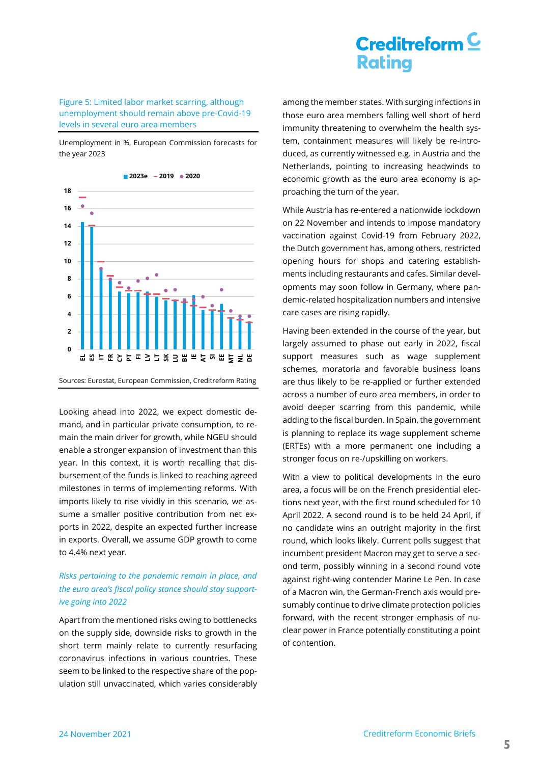Figure 5: Limited labor market scarring, although unemployment should remain above pre-Covid-19 levels in several euro area members

Unemployment in %, European Commission forecasts for the year 2023

2023e – 2019 ● 2020

18
16
14
12
10
8
6
4
2
0

EL ES IT FR CY PT FI LV LT SK LU BE IE AT SI EE MT NL DE

Sources: Eurostat, European Commission, Creditreform Rating

Looking ahead into 2022, we expect domestic demand, and in particular private consumption, to remain the main driver for growth, while NGEU should enable a stronger expansion of investment than this year. In this context, it is worth recalling that disbursement of the funds is linked to reaching agreed milestones in terms of implementing reforms. With imports likely to rise vividly in this scenario, we assume a smaller positive contribution from net exports in 2022, despite an expected further increase in exports. Overall, we assume GDP growth to come to 4.4% next year.

*Risks pertaining to the pandemic remain in place, and the euro area's fiscal policy stance should stay supportive going into 2022*

Apart from the mentioned risks owing to bottlenecks on the supply side, downside risks to growth in the short term mainly relate to currently resurfacing coronavirus infections in various countries. These seem to be linked to the respective share of the population still unvaccinated, which varies considerably among the member states. With surging infections in those euro area members falling well short of herd immunity threatening to overwhelm the health system, containment measures will likely be re-introduced, as currently witnessed e.g. in Austria and the Netherlands, pointing to increasing headwinds to economic growth as the euro area economy is approaching the turn of the year.

While Austria has re-entered a nationwide lockdown on 22 November and intends to impose mandatory vaccination against Covid-19 from February 2022, the Dutch government has, among others, restricted opening hours for shops and catering establishments including restaurants and cafes. Similar developments may soon follow in Germany, where pandemic-related hospitalization numbers and intensive care cases are rising rapidly.

Having been extended in the course of the year, but largely assumed to phase out early in 2022, fiscal support measures such as wage supplement schemes, moratoria and favorable business loans are thus likely to be re-applied or further extended across a number of euro area members, in order to avoid deeper scarring from this pandemic, while adding to the fiscal burden. In Spain, the government is planning to replace its wage supplement scheme (ERTEs) with a more permanent one including a stronger focus on re-/upskilling on workers.

With a view to political developments in the euro area, a focus will be on the French presidential elections next year, with the first round scheduled for 10 April 2022. A second round is to be held 24 April, if no candidate wins an outright majority in the first round, which looks likely. Current polls suggest that incumbent president Macron may get to serve a second term, possibly winning in a second round vote against right-wing contender Marine Le Pen. In case of a Macron win, the German-French axis would presumably continue to drive climate protection policies forward, with the recent stronger emphasis of nuclear power in France potentially constituting a point of contention.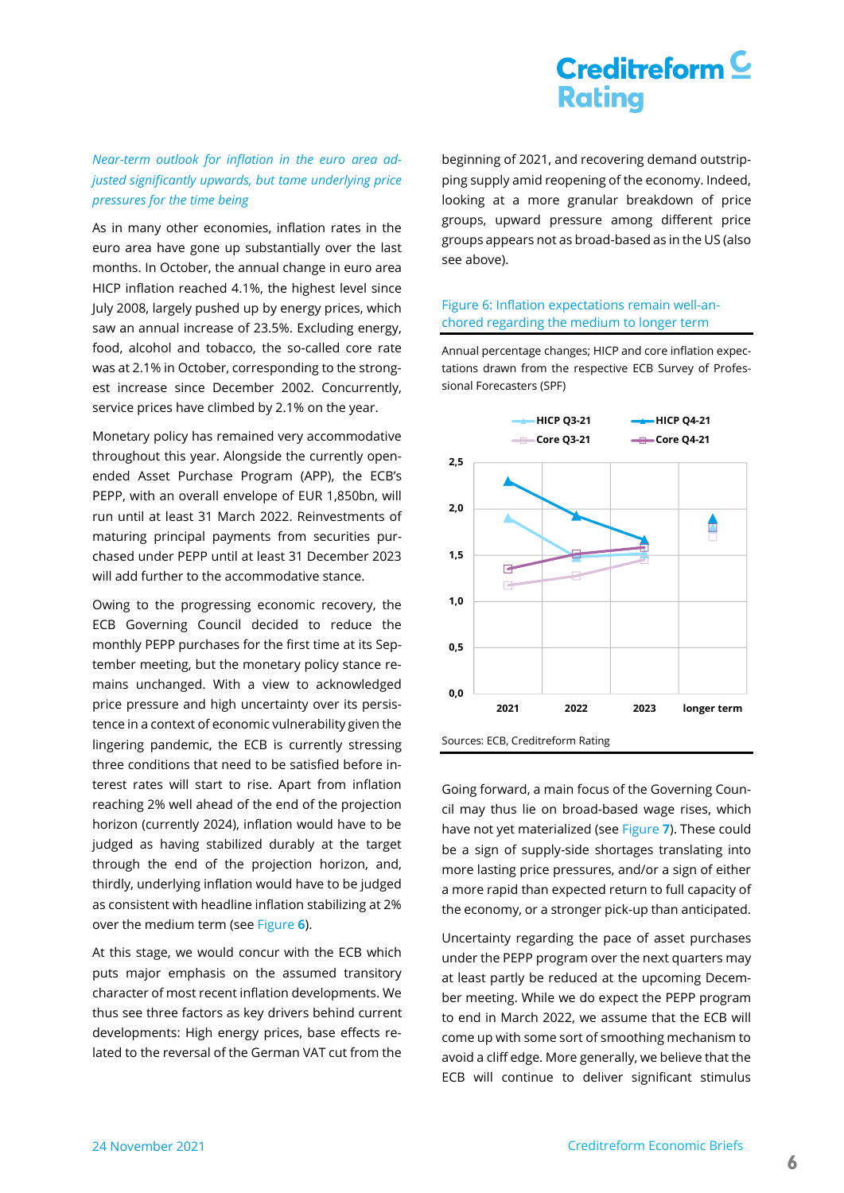*Near-term outlook for inflation in the euro area adjusted significantly upwards, but tame underlying price pressures for the time being*

As in many other economies, inflation rates in the euro area have gone up substantially over the last months. In October, the annual change in euro area HICP inflation reached 4.1%, the highest level since July 2008, largely pushed up by energy prices, which saw an annual increase of 23.5%. Excluding energy, food, alcohol and tobacco, the so-called core rate was at 2.1% in October, corresponding to the strongest increase since December 2002. Concurrently, service prices have climbed by 2.1% on the year.

Monetary policy has remained very accommodative throughout this year. Alongside the currently open-ended Asset Purchase Program (APP), the ECB's PEPP, with an overall envelope of EUR 1,850bn, will run until at least 31 March 2022. Reinvestments of maturing principal payments from securities purchased under PEPP until at least 31 December 2023 will add further to the accommodative stance.

Owing to the progressing economic recovery, the ECB Governing Council decided to reduce the monthly PEPP purchases for the first time at its September meeting, but the monetary policy stance remains unchanged. With a view to acknowledged price pressure and high uncertainty over its persistence in a context of economic vulnerability given the lingering pandemic, the ECB is currently stressing three conditions that need to be satisfied before interest rates will start to rise. Apart from inflation reaching 2% well ahead of the end of the projection horizon (currently 2024), inflation would have to be judged as having stabilized durably at the target through the end of the projection horizon, and, thirdly, underlying inflation would have to be judged as consistent with headline inflation stabilizing at 2% over the medium term (see Figure **6**).

At this stage, we would concur with the ECB which puts major emphasis on the assumed transitory character of most recent inflation developments. We thus see three factors as key drivers behind current developments: High energy prices, base effects related to the reversal of the German VAT cut from the beginning of 2021, and recovering demand outstripping supply amid reopening of the economy. Indeed, looking at a more granular breakdown of price groups, upward pressure among different price groups appears not as broad-based as in the US (also see above).

Figure 6: Inflation expectations remain well-anchored regarding the medium to longer term

Annual percentage changes; HICP and core inflation expectations drawn from the respective ECB Survey of Professional Forecasters (SPF)

HICP Q3-21
HICP Q4-21
Core Q3-21
Core Q4-21

2,5
2,0
1,5
1,0
0,5
0,0

2021
2022
2023
longer term

Sources: ECB, Creditreform Rating

Going forward, a main focus of the Governing Council may thus lie on broad-based wage rises, which have not yet materialized (see Figure **7**). These could be a sign of supply-side shortages translating into more lasting price pressures, and/or a sign of either a more rapid than expected return to full capacity of the economy, or a stronger pick-up than anticipated.

Uncertainty regarding the pace of asset purchases under the PEPP program over the next quarters may at least partly be reduced at the upcoming December meeting. While we do expect the PEPP program to end in March 2022, we assume that the ECB will come up with some sort of smoothing mechanism to avoid a cliff edge. More generally, we believe that the ECB will continue to deliver significant stimulus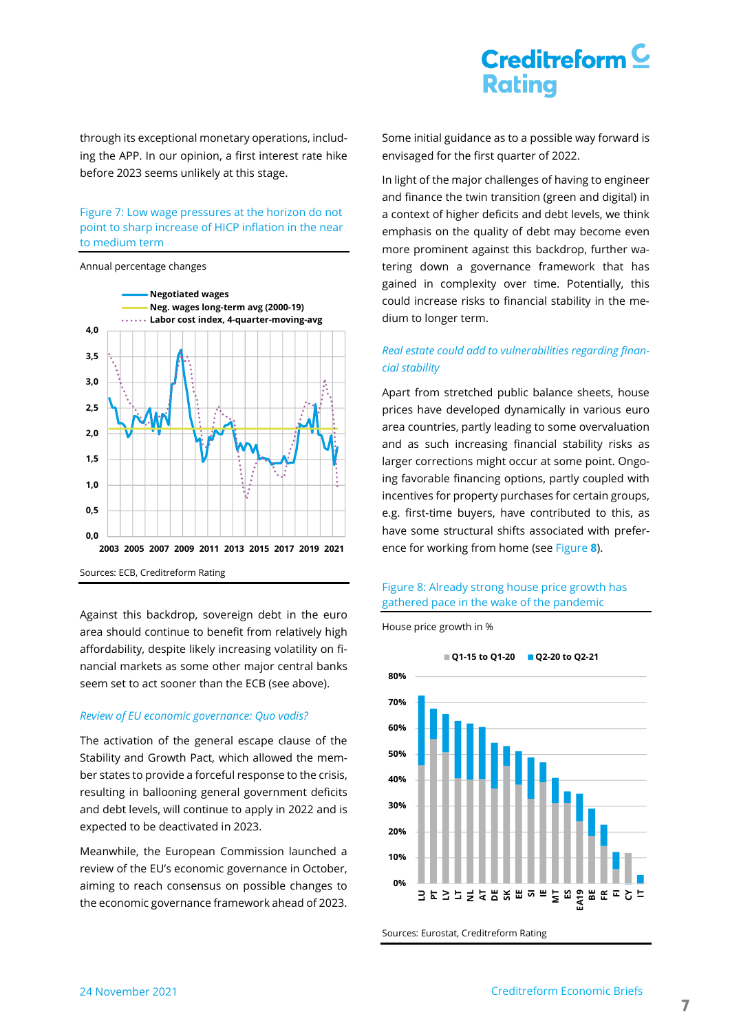through its exceptional monetary operations, including the APP. In our opinion, a first interest rate hike before 2023 seems unlikely at this stage.

Figure 7: Low wage pressures at the horizon do not point to sharp increase of HICP inflation in the near to medium term

Annual percentage changes

Sources: ECB, Creditreform Rating

Against this backdrop, sovereign debt in the euro area should continue to benefit from relatively high affordability, despite likely increasing volatility on financial markets as some other major central banks seem set to act sooner than the ECB (see above).

*Review of EU economic governance: Quo vadis?*

The activation of the general escape clause of the Stability and Growth Pact, which allowed the member states to provide a forceful response to the crisis, resulting in ballooning general government deficits and debt levels, will continue to apply in 2022 and is expected to be deactivated in 2023.

Meanwhile, the European Commission launched a review of the EU's economic governance in October, aiming to reach consensus on possible changes to the economic governance framework ahead of 2023.

Some initial guidance as to a possible way forward is envisaged for the first quarter of 2022.

In light of the major challenges of having to engineer and finance the twin transition (green and digital) in a context of higher deficits and debt levels, we think emphasis on the quality of debt may become even more prominent against this backdrop, further watering down a governance framework that has gained in complexity over time. Potentially, this could increase risks to financial stability in the medium to longer term.

*Real estate could add to vulnerabilities regarding financial stability*

Apart from stretched public balance sheets, house prices have developed dynamically in various euro area countries, partly leading to some overvaluation and as such increasing financial stability risks as larger corrections might occur at some point. Ongoing favorable financing options, partly coupled with incentives for property purchases for certain groups, e.g. first-time buyers, have contributed to this, as have some structural shifts associated with preference for working from home (see Figure 8).

Figure 8: Already strong house price growth has gathered pace in the wake of the pandemic

House price growth in %

Sources: Eurostat, Creditreform Rating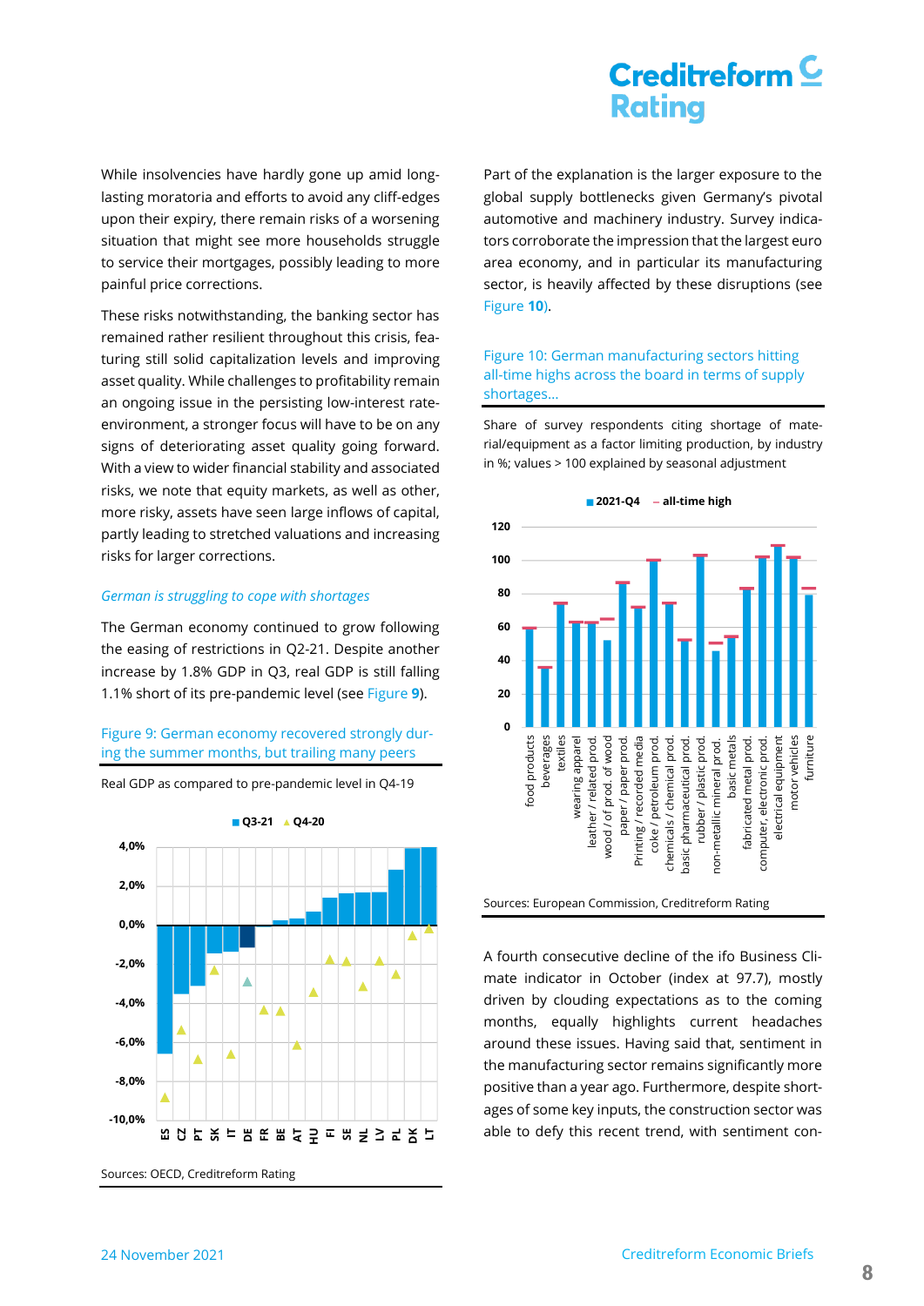While insolvencies have hardly gone up amid long-lasting moratoria and efforts to avoid any cliff-edges upon their expiry, there remain risks of a worsening situation that might see more households struggle to service their mortgages, possibly leading to more painful price corrections.

These risks notwithstanding, the banking sector has remained rather resilient throughout this crisis, featuring still solid capitalization levels and improving asset quality. While challenges to profitability remain an ongoing issue in the persisting low-interest rate-environment, a stronger focus will have to be on any signs of deteriorating asset quality going forward. With a view to wider financial stability and associated risks, we note that equity markets, as well as other, more risky, assets have seen large inflows of capital, partly leading to stretched valuations and increasing risks for larger corrections.

*German is struggling to cope with shortages*

The German economy continued to grow following the easing of restrictions in Q2-21. Despite another increase by 1.8% GDP in Q3, real GDP is still falling 1.1% short of its pre-pandemic level (see Figure 9).

Figure 9: German economy recovered strongly during the summer months, but trailing many peers

Real GDP as compared to pre-pandemic level in Q4-19

Q3-21
Q4-20

4,0%
2,0%
0,0%
-2,0%
-4,0%
-6,0%
-8,0%
-10,0%

ES CZ PT SK IT DE FR BE AT HU FI SE NL LV PL DK LT

Sources: OECD, Creditreform Rating

Part of the explanation is the larger exposure to the global supply bottlenecks given Germany's pivotal automotive and machinery industry. Survey indicators corroborate the impression that the largest euro area economy, and in particular its manufacturing sector, is heavily affected by these disruptions (see Figure **10**).

Figure 10: German manufacturing sectors hitting all-time highs across the board in terms of supply shortages…

Share of survey respondents citing shortage of material/equipment as a factor limiting production, by industry in %; values > 100 explained by seasonal adjustment

2021-Q4
all-time high

120
100
80
60
40
20
0

food products
beverages
textiles
wearing apparel
leather / related prod.
wood / of prod. of wood
paper / paper prod.
Printing / recorded media
coke / petroleum prod.
chemicals / chemical prod.
basic pharmaceutical prod.
rubber / plastic prod.
non-metallic mineral prod.
basic metals
fabricated metal prod.
computer, electronic prod.
electrical equipment
motor vehicles
furniture

Sources: European Commission, Creditreform Rating

A fourth consecutive decline of the ifo Business Climate indicator in October (index at 97.7), mostly driven by clouding expectations as to the coming months, equally highlights current headaches around these issues. Having said that, sentiment in the manufacturing sector remains significantly more positive than a year ago. Furthermore, despite shortages of some key inputs, the construction sector was able to defy this recent trend, with sentiment con-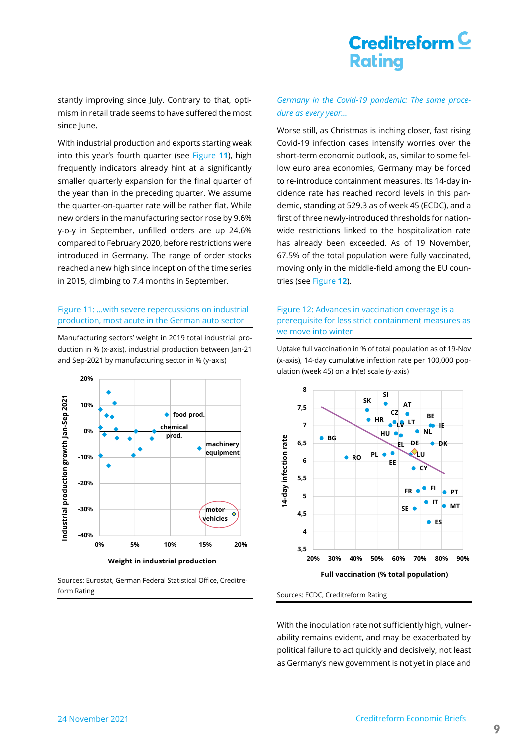stantly improving since July. Contrary to that, optimism in retail trade seems to have suffered the most since June.

With industrial production and exports starting weak into this year's fourth quarter (see Figure **11**), high frequently indicators already hint at a significantly smaller quarterly expansion for the final quarter of the year than in the preceding quarter. We assume the quarter-on-quarter rate will be rather flat. While new orders in the manufacturing sector rose by 9.6% y-o-y in September, unfilled orders are up 24.6% compared to February 2020, before restrictions were introduced in Germany. The range of order stocks reached a new high since inception of the time series in 2015, climbing to 7.4 months in September.

Figure 11: ...with severe repercussions on industrial production, most acute in the German auto sector

Manufacturing sectors' weight in 2019 total industrial production in % (x-axis), industrial production between Jan-21 and Sep-2021 by manufacturing sector in % (y-axis)

Industrial production growth Jan-Sep 2021
20%
10%
0%
-10%
-20%
-30%
-40%
0%
5%
10%
15%
20%
Weight in industrial production
food prod.
chemical prod.
machinery equipment
motor vehicles

Sources: Eurostat, German Federal Statistical Office, Creditreform Rating

*Germany in the Covid-19 pandemic: The same procedure as every year...*

Worse still, as Christmas is inching closer, fast rising Covid-19 infection cases intensify worries over the short-term economic outlook, as, similar to some fellow euro area economies, Germany may be forced to re-introduce containment measures. Its 14-day incidence rate has reached record levels in this pandemic, standing at 529.3 as of week 45 (ECDC), and a first of three newly-introduced thresholds for nationwide restrictions linked to the hospitalization rate has already been exceeded. As of 19 November, 67.5% of the total population were fully vaccinated, moving only in the middle-field among the EU countries (see Figure **12**).

Figure 12: Advances in vaccination coverage is a prerequisite for less strict containment measures as we move into winter

Uptake full vaccination in % of total population as of 19-Nov (x-axis), 14-day cumulative infection rate per 100,000 population (week 45) on a ln(e) scale (y-axis)

14-day infection rate
8
7,5
7
6,5
6
5,5
5
4,5
4
3,5
20%
30%
40%
50%
60%
70%
80%
90%
Full vaccination (% total population)
SI, SK, AT, CZ, BE, HR, LV, LT, IE, HU, NL, BG, EL, DE, DK, RO, PL, LU, EE, CY, FI, FR, PT, IT, SE, MT, ES

Sources: ECDC, Creditreform Rating

With the inoculation rate not sufficiently high, vulnerability remains evident, and may be exacerbated by political failure to act quickly and decisively, not least as Germany's new government is not yet in place and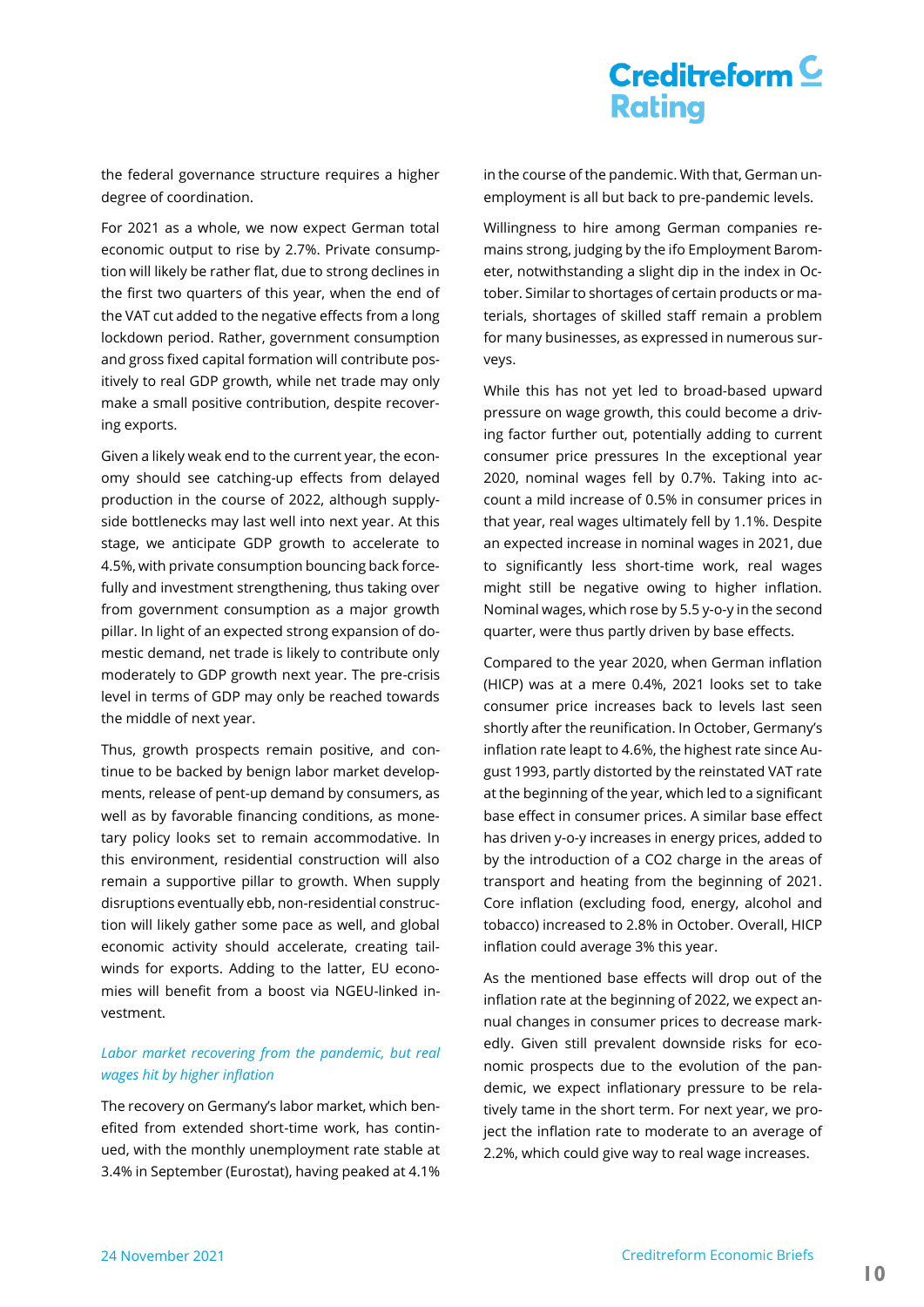the federal governance structure requires a higher degree of coordination.

For 2021 as a whole, we now expect German total economic output to rise by 2.7%. Private consumption will likely be rather flat, due to strong declines in the first two quarters of this year, when the end of the VAT cut added to the negative effects from a long lockdown period. Rather, government consumption and gross fixed capital formation will contribute positively to real GDP growth, while net trade may only make a small positive contribution, despite recovering exports.

Given a likely weak end to the current year, the economy should see catching-up effects from delayed production in the course of 2022, although supply-side bottlenecks may last well into next year. At this stage, we anticipate GDP growth to accelerate to 4.5%, with private consumption bouncing back forcefully and investment strengthening, thus taking over from government consumption as a major growth pillar. In light of an expected strong expansion of domestic demand, net trade is likely to contribute only moderately to GDP growth next year. The pre-crisis level in terms of GDP may only be reached towards the middle of next year.

Thus, growth prospects remain positive, and continue to be backed by benign labor market developments, release of pent-up demand by consumers, as well as by favorable financing conditions, as monetary policy looks set to remain accommodative. In this environment, residential construction will also remain a supportive pillar to growth. When supply disruptions eventually ebb, non-residential construction will likely gather some pace as well, and global economic activity should accelerate, creating tailwinds for exports. Adding to the latter, EU economies will benefit from a boost via NGEU-linked investment.

### *Labor market recovering from the pandemic, but real wages hit by higher inflation*

The recovery on Germany's labor market, which benefited from extended short-time work, has continued, with the monthly unemployment rate stable at 3.4% in September (Eurostat), having peaked at 4.1% in the course of the pandemic. With that, German unemployment is all but back to pre-pandemic levels.

Willingness to hire among German companies remains strong, judging by the ifo Employment Barometer, notwithstanding a slight dip in the index in October. Similar to shortages of certain products or materials, shortages of skilled staff remain a problem for many businesses, as expressed in numerous surveys.

While this has not yet led to broad-based upward pressure on wage growth, this could become a driving factor further out, potentially adding to current consumer price pressures In the exceptional year 2020, nominal wages fell by 0.7%. Taking into account a mild increase of 0.5% in consumer prices in that year, real wages ultimately fell by 1.1%. Despite an expected increase in nominal wages in 2021, due to significantly less short-time work, real wages might still be negative owing to higher inflation. Nominal wages, which rose by 5.5 y-o-y in the second quarter, were thus partly driven by base effects.

Compared to the year 2020, when German inflation (HICP) was at a mere 0.4%, 2021 looks set to take consumer price increases back to levels last seen shortly after the reunification. In October, Germany's inflation rate leapt to 4.6%, the highest rate since August 1993, partly distorted by the reinstated VAT rate at the beginning of the year, which led to a significant base effect in consumer prices. A similar base effect has driven y-o-y increases in energy prices, added to by the introduction of a $CO_2$ charge in the areas of transport and heating from the beginning of 2021. Core inflation (excluding food, energy, alcohol and tobacco) increased to 2.8% in October. Overall, HICP inflation could average 3% this year.

As the mentioned base effects will drop out of the inflation rate at the beginning of 2022, we expect annual changes in consumer prices to decrease markedly. Given still prevalent downside risks for economic prospects due to the evolution of the pandemic, we expect inflationary pressure to be relatively tame in the short term. For next year, we project the inflation rate to moderate to an average of 2.2%, which could give way to real wage increases.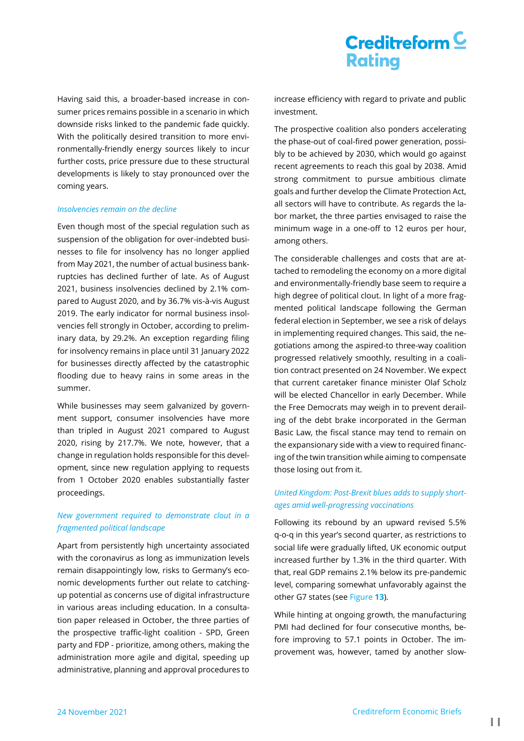Having said this, a broader-based increase in consumer prices remains possible in a scenario in which downside risks linked to the pandemic fade quickly. With the politically desired transition to more environmentally-friendly energy sources likely to incur further costs, price pressure due to these structural developments is likely to stay pronounced over the coming years.

*Insolvencies remain on the decline*

Even though most of the special regulation such as suspension of the obligation for over-indebted businesses to file for insolvency has no longer applied from May 2021, the number of actual business bankruptcies has declined further of late. As of August 2021, business insolvencies declined by 2.1% compared to August 2020, and by 36.7% vis-à-vis August 2019. The early indicator for normal business insolvencies fell strongly in October, according to preliminary data, by 29.2%. An exception regarding filing for insolvency remains in place until 31 January 2022 for businesses directly affected by the catastrophic flooding due to heavy rains in some areas in the summer.

While businesses may seem galvanized by government support, consumer insolvencies have more than tripled in August 2021 compared to August 2020, rising by 217.7%. We note, however, that a change in regulation holds responsible for this development, since new regulation applying to requests from 1 October 2020 enables substantially faster proceedings.

*New government required to demonstrate clout in a fragmented political landscape*

Apart from persistently high uncertainty associated with the coronavirus as long as immunization levels remain disappointingly low, risks to Germany's economic developments further out relate to catching-up potential as concerns use of digital infrastructure in various areas including education. In a consultation paper released in October, the three parties of the prospective traffic-light coalition - SPD, Green party and FDP - prioritize, among others, making the administration more agile and digital, speeding up administrative, planning and approval procedures to increase efficiency with regard to private and public investment.

The prospective coalition also ponders accelerating the phase-out of coal-fired power generation, possibly to be achieved by 2030, which would go against recent agreements to reach this goal by 2038. Amid strong commitment to pursue ambitious climate goals and further develop the Climate Protection Act, all sectors will have to contribute. As regards the labor market, the three parties envisaged to raise the minimum wage in a one-off to 12 euros per hour, among others.

The considerable challenges and costs that are attached to remodeling the economy on a more digital and environmentally-friendly base seem to require a high degree of political clout. In light of a more fragmented political landscape following the German federal election in September, we see a risk of delays in implementing required changes. This said, the negotiations among the aspired-to three-way coalition progressed relatively smoothly, resulting in a coalition contract presented on 24 November. We expect that current caretaker finance minister Olaf Scholz will be elected Chancellor in early December. While the Free Democrats may weigh in to prevent derailing of the debt brake incorporated in the German Basic Law, the fiscal stance may tend to remain on the expansionary side with a view to required financing of the twin transition while aiming to compensate those losing out from it.

*United Kingdom: Post-Brexit blues adds to supply shortages amid well-progressing vaccinations*

Following its rebound by an upward revised 5.5% q-o-q in this year's second quarter, as restrictions to social life were gradually lifted, UK economic output increased further by 1.3% in the third quarter. With that, real GDP remains 2.1% below its pre-pandemic level, comparing somewhat unfavorably against the other G7 states (see Figure **13**).

While hinting at ongoing growth, the manufacturing PMI had declined for four consecutive months, before improving to 57.1 points in October. The improvement was, however, tamed by another slow-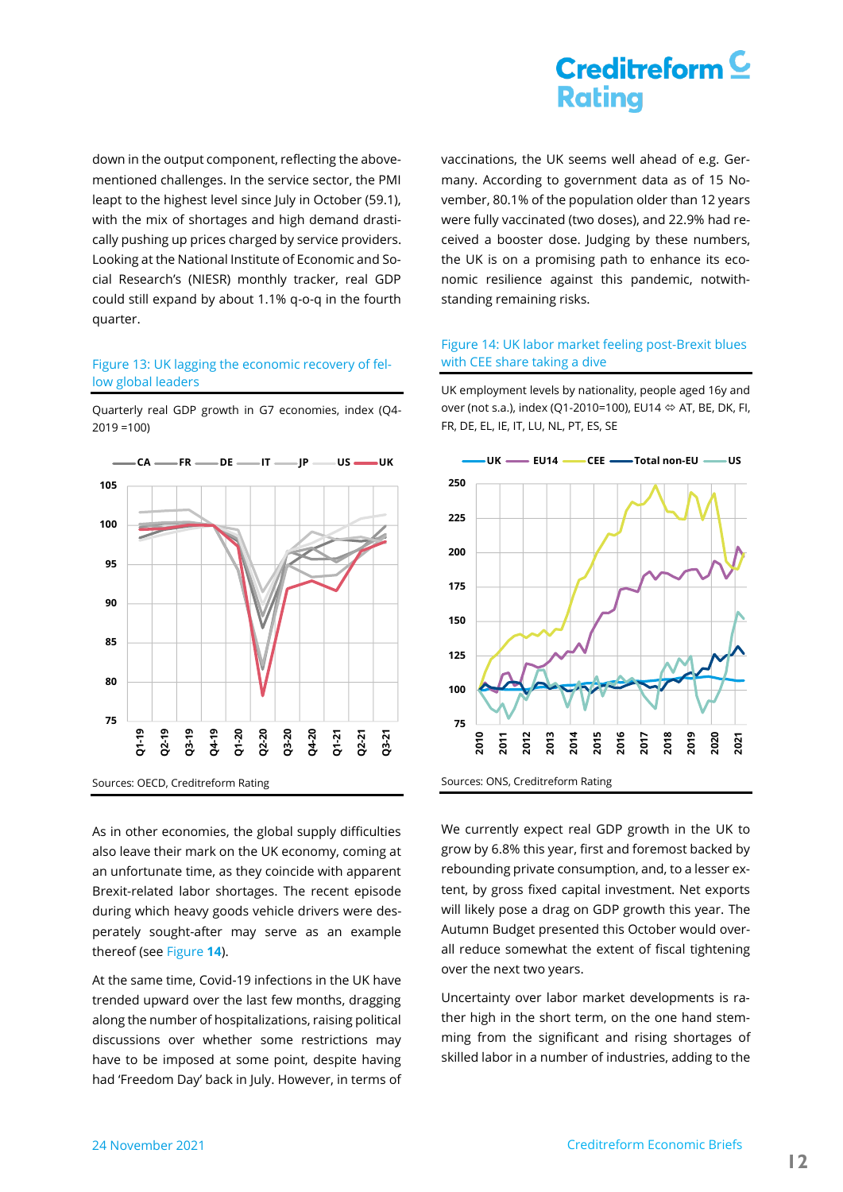down in the output component, reflecting the above-mentioned challenges. In the service sector, the PMI leapt to the highest level since July in October (59.1), with the mix of shortages and high demand drastically pushing up prices charged by service providers. Looking at the National Institute of Economic and Social Research's (NIESR) monthly tracker, real GDP could still expand by about 1.1% q-o-q in the fourth quarter.

Figure 13: UK lagging the economic recovery of fellow global leaders

Quarterly real GDP growth in G7 economies, index (Q4-2019 =100)

CA FR DE IT JP US UK

105
100
95
90
85
80
75

Q1-19 Q2-19 Q3-19 Q4-19 Q1-20 Q2-20 Q3-20 Q4-20 Q1-21 Q2-21 Q3-21

Sources: OECD, Creditreform Rating

As in other economies, the global supply difficulties also leave their mark on the UK economy, coming at an unfortunate time, as they coincide with apparent Brexit-related labor shortages. The recent episode during which heavy goods vehicle drivers were desperately sought-after may serve as an example thereof (see Figure **14**).

At the same time, Covid-19 infections in the UK have trended upward over the last few months, dragging along the number of hospitalizations, raising political discussions over whether some restrictions may have to be imposed at some point, despite having had 'Freedom Day' back in July. However, in terms of vaccinations, the UK seems well ahead of e.g. Germany. According to government data as of 15 November, 80.1% of the population older than 12 years were fully vaccinated (two doses), and 22.9% had received a booster dose. Judging by these numbers, the UK is on a promising path to enhance its economic resilience against this pandemic, notwithstanding remaining risks.

Figure 14: UK labor market feeling post-Brexit blues with CEE share taking a dive

UK employment levels by nationality, people aged 16y and over (not s.a.), index (Q1-2010=100), EU14 ⇔ AT, BE, DK, FI, FR, DE, EL, IE, IT, LU, NL, PT, ES, SE

UK EU14 CEE Total non-EU US

250
225
200
175
150
125
100
75

2010 2011 2012 2013 2014 2015 2016 2017 2018 2019 2020 2021

Sources: ONS, Creditreform Rating

We currently expect real GDP growth in the UK to grow by 6.8% this year, first and foremost backed by rebounding private consumption, and, to a lesser extent, by gross fixed capital investment. Net exports will likely pose a drag on GDP growth this year. The Autumn Budget presented this October would overall reduce somewhat the extent of fiscal tightening over the next two years.

Uncertainty over labor market developments is rather high in the short term, on the one hand stemming from the significant and rising shortages of skilled labor in a number of industries, adding to the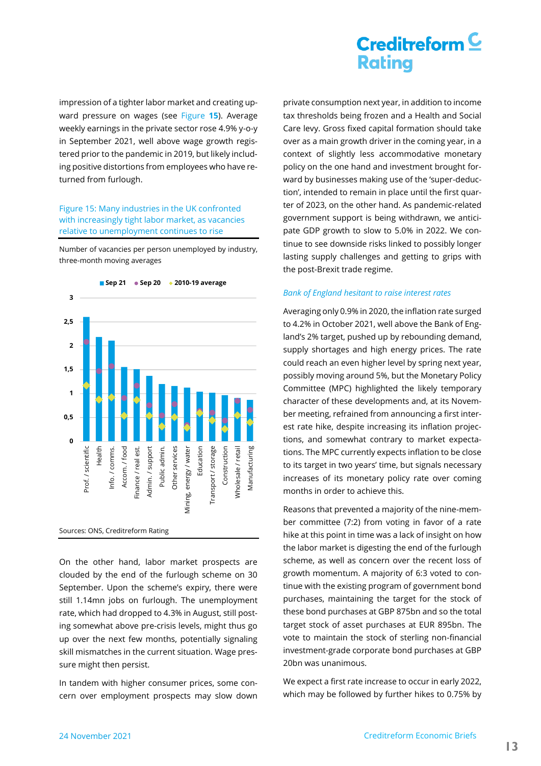impression of a tighter labor market and creating upward pressure on wages (see Figure 15). Average weekly earnings in the private sector rose 4.9% y-o-y in September 2021, well above wage growth registered prior to the pandemic in 2019, but likely including positive distortions from employees who have returned from furlough.

Figure 15: Many industries in the UK confronted with increasingly tight labor market, as vacancies relative to unemployment continues to rise

Number of vacancies per person unemployed by industry, three-month moving averages

Sep 21
Sep 20
2010-19 average

3
2,5
2
1,5
1
0,5
0

Prof. / scientific
Health
Info. / comms.
Accom. / food
Finance / real est.
Admin. / support
Public admin.
Other services
Mining, energy / water
Education
Transport / storage
Construction
Wholesale / retail
Manufacturing

Sources: ONS, Creditreform Rating

On the other hand, labor market prospects are clouded by the end of the furlough scheme on 30 September. Upon the scheme's expiry, there were still 1.14mn jobs on furlough. The unemployment rate, which had dropped to 4.3% in August, still posting somewhat above pre-crisis levels, might thus go up over the next few months, potentially signaling skill mismatches in the current situation. Wage pressure might then persist.

In tandem with higher consumer prices, some concern over employment prospects may slow down private consumption next year, in addition to income tax thresholds being frozen and a Health and Social Care levy. Gross fixed capital formation should take over as a main growth driver in the coming year, in a context of slightly less accommodative monetary policy on the one hand and investment brought forward by businesses making use of the 'super-deduction', intended to remain in place until the first quarter of 2023, on the other hand. As pandemic-related government support is being withdrawn, we anticipate GDP growth to slow to 5.0% in 2022. We continue to see downside risks linked to possibly longer lasting supply challenges and getting to grips with the post-Brexit trade regime.

*Bank of England hesitant to raise interest rates*

Averaging only 0.9% in 2020, the inflation rate surged to 4.2% in October 2021, well above the Bank of England's 2% target, pushed up by rebounding demand, supply shortages and high energy prices. The rate could reach an even higher level by spring next year, possibly moving around 5%, but the Monetary Policy Committee (MPC) highlighted the likely temporary character of these developments and, at its November meeting, refrained from announcing a first interest rate hike, despite increasing its inflation projections, and somewhat contrary to market expectations. The MPC currently expects inflation to be close to its target in two years' time, but signals necessary increases of its monetary policy rate over coming months in order to achieve this.

Reasons that prevented a majority of the nine-member committee (7:2) from voting in favor of a rate hike at this point in time was a lack of insight on how the labor market is digesting the end of the furlough scheme, as well as concern over the recent loss of growth momentum. A majority of 6:3 voted to continue with the existing program of government bond purchases, maintaining the target for the stock of these bond purchases at GBP 875bn and so the total target stock of asset purchases at EUR 895bn. The vote to maintain the stock of sterling non-financial investment-grade corporate bond purchases at GBP 20bn was unanimous.

We expect a first rate increase to occur in early 2022, which may be followed by further hikes to 0.75% by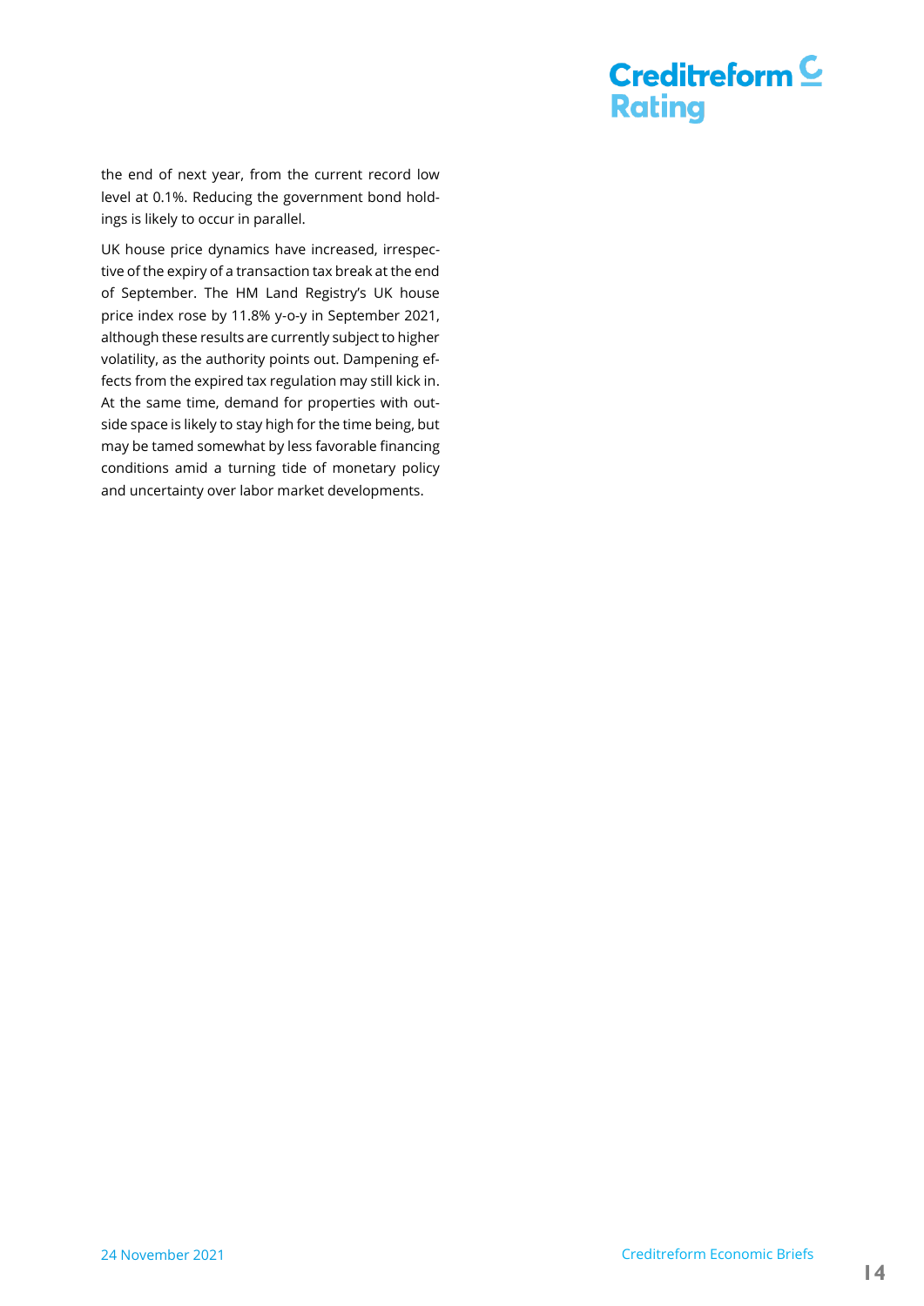the end of next year, from the current record low level at 0.1%. Reducing the government bond holdings is likely to occur in parallel.

UK house price dynamics have increased, irrespective of the expiry of a transaction tax break at the end of September. The HM Land Registry's UK house price index rose by 11.8% y-o-y in September 2021, although these results are currently subject to higher volatility, as the authority points out. Dampening effects from the expired tax regulation may still kick in. At the same time, demand for properties with outside space is likely to stay high for the time being, but may be tamed somewhat by less favorable financing conditions amid a turning tide of monetary policy and uncertainty over labor market developments.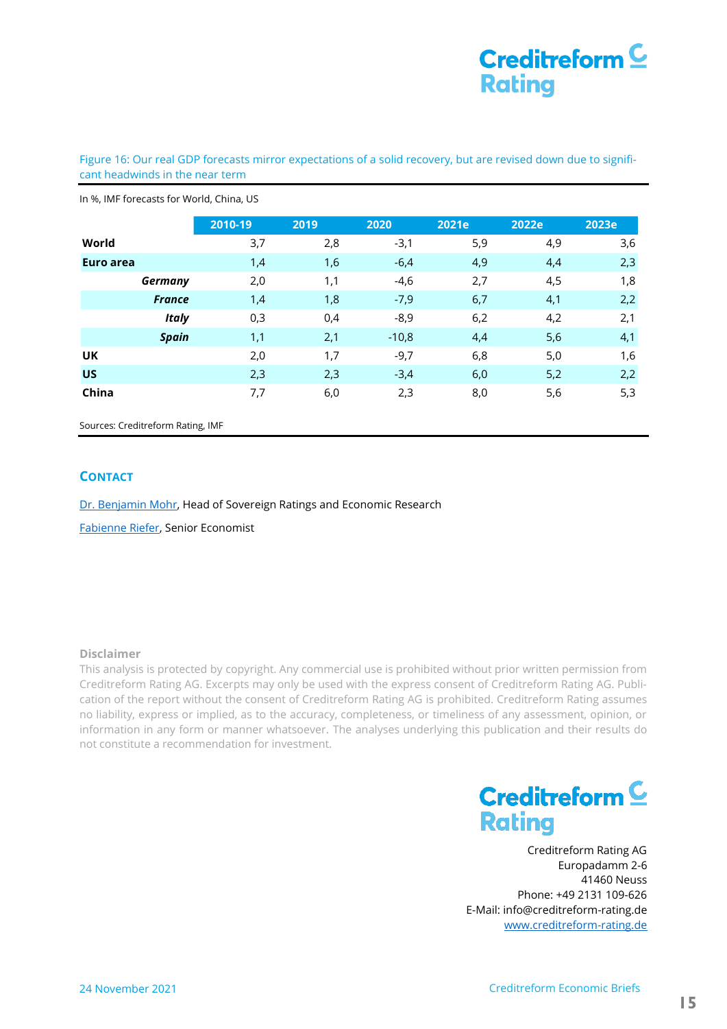Figure 16: Our real GDP forecasts mirror expectations of a solid recovery, but are revised down due to significant headwinds in the near term

In %, IMF forecasts for World, China, US

| | 2010-19 | 2019 | 2020 | 2021e | 2022e | 2023e |
|---|---|---|---|---|---|---|
| **World** | 3,7 | 2,8 | -3,1 | 5,9 | 4,9 | 3,6 |
| **Euro area** | 1,4 | 1,6 | -6,4 | 4,9 | 4,4 | 2,3 |
| ***Germany*** | 2,0 | 1,1 | -4,6 | 2,7 | 4,5 | 1,8 |
| ***France*** | 1,4 | 1,8 | -7,9 | 6,7 | 4,1 | 2,2 |
| ***Italy*** | 0,3 | 0,4 | -8,9 | 6,2 | 4,2 | 2,1 |
| ***Spain*** | 1,1 | 2,1 | -10,8 | 4,4 | 5,6 | 4,1 |
| **UK** | 2,0 | 1,7 | -9,7 | 6,8 | 5,0 | 1,6 |
| **US** | 2,3 | 2,3 | -3,4 | 6,0 | 5,2 | 2,2 |
| **China** | 7,7 | 6,0 | 2,3 | 8,0 | 5,6 | 5,3 |

Sources: Creditreform Rating, IMF

## Contact

Dr. Benjamin Mohr, Head of Sovereign Ratings and Economic Research

Fabienne Riefer, Senior Economist

**Disclaimer**

This analysis is protected by copyright. Any commercial use is prohibited without prior written permission from Creditreform Rating AG. Excerpts may only be used with the express consent of Creditreform Rating AG. Publication of the report without the consent of Creditreform Rating AG is prohibited. Creditreform Rating assumes no liability, express or implied, as to the accuracy, completeness, or timeliness of any assessment, opinion, or information in any form or manner whatsoever. The analyses underlying this publication and their results do not constitute a recommendation for investment.

Creditreform Rating

Creditreform Rating AG
Europadamm 2-6
41460 Neuss
Phone: +49 2131 109-626
E-Mail: info@creditreform-rating.de
www.creditreform-rating.de